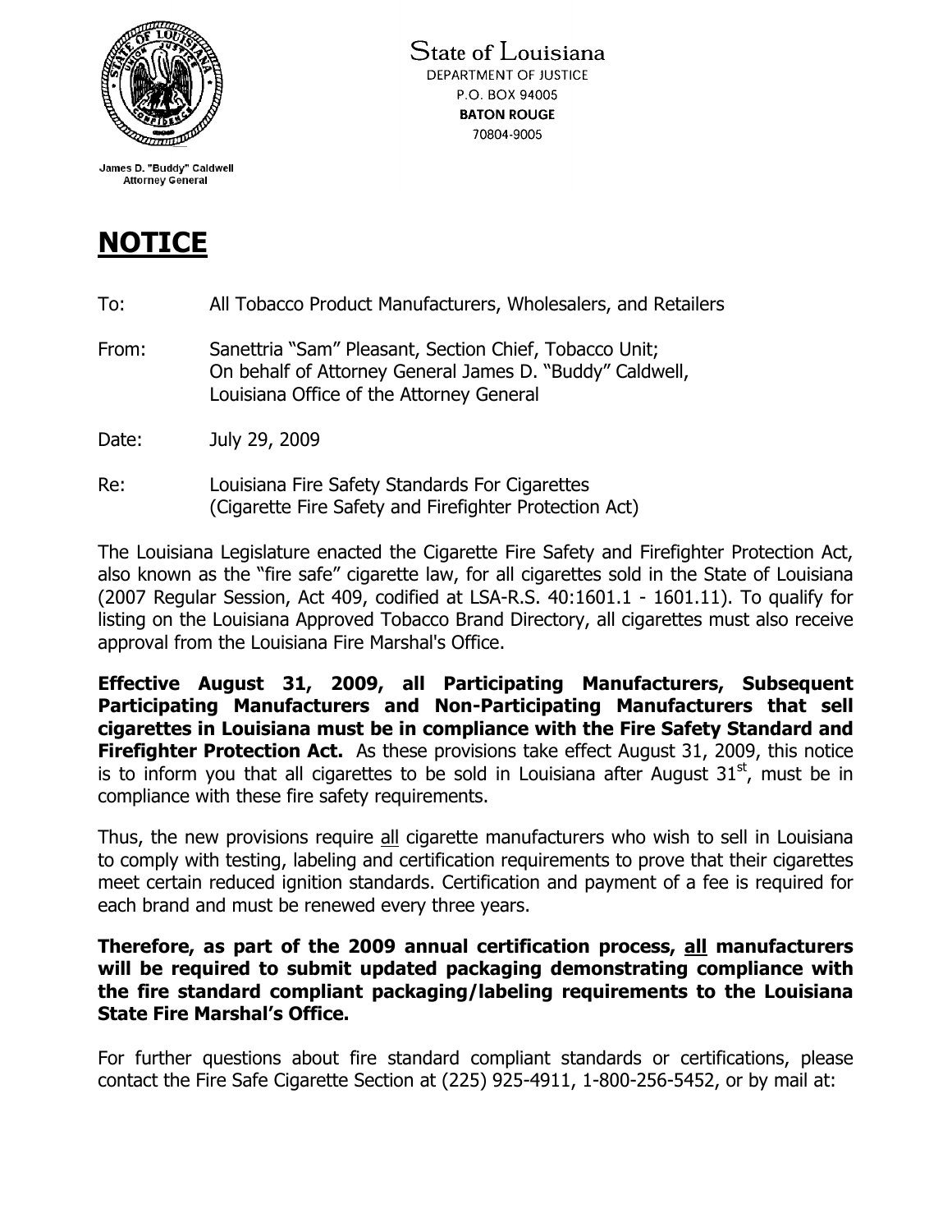State of Louisiana
DEPARTMENT OF JUSTICE
P.O. BOX 94005
**BATON ROUGE**
70804-9005

**James D. "Buddy" Caldwell**
**Attorney General**

# **NOTICE**

To: All Tobacco Product Manufacturers, Wholesalers, and Retailers

From: Sanettria "Sam" Pleasant, Section Chief, Tobacco Unit;
On behalf of Attorney General James D. "Buddy" Caldwell,
Louisiana Office of the Attorney General

Date: July 29, 2009

Re: Louisiana Fire Safety Standards For Cigarettes
(Cigarette Fire Safety and Firefighter Protection Act)

The Louisiana Legislature enacted the Cigarette Fire Safety and Firefighter Protection Act, also known as the "fire safe" cigarette law, for all cigarettes sold in the State of Louisiana (2007 Regular Session, Act 409, codified at LSA-R.S. 40:1601.1 - 1601.11). To qualify for listing on the Louisiana Approved Tobacco Brand Directory, all cigarettes must also receive approval from the Louisiana Fire Marshal's Office.

**Effective August 31, 2009, all Participating Manufacturers, Subsequent Participating Manufacturers and Non-Participating Manufacturers that sell cigarettes in Louisiana must be in compliance with the Fire Safety Standard and Firefighter Protection Act.** As these provisions take effect August 31, 2009, this notice is to inform you that all cigarettes to be sold in Louisiana after August 31st, must be in compliance with these fire safety requirements.

Thus, the new provisions require all cigarette manufacturers who wish to sell in Louisiana to comply with testing, labeling and certification requirements to prove that their cigarettes meet certain reduced ignition standards. Certification and payment of a fee is required for each brand and must be renewed every three years.

**Therefore, as part of the 2009 annual certification process, all manufacturers will be required to submit updated packaging demonstrating compliance with the fire standard compliant packaging/labeling requirements to the Louisiana State Fire Marshal's Office.**

For further questions about fire standard compliant standards or certifications, please contact the Fire Safe Cigarette Section at (225) 925-4911, 1-800-256-5452, or by mail at: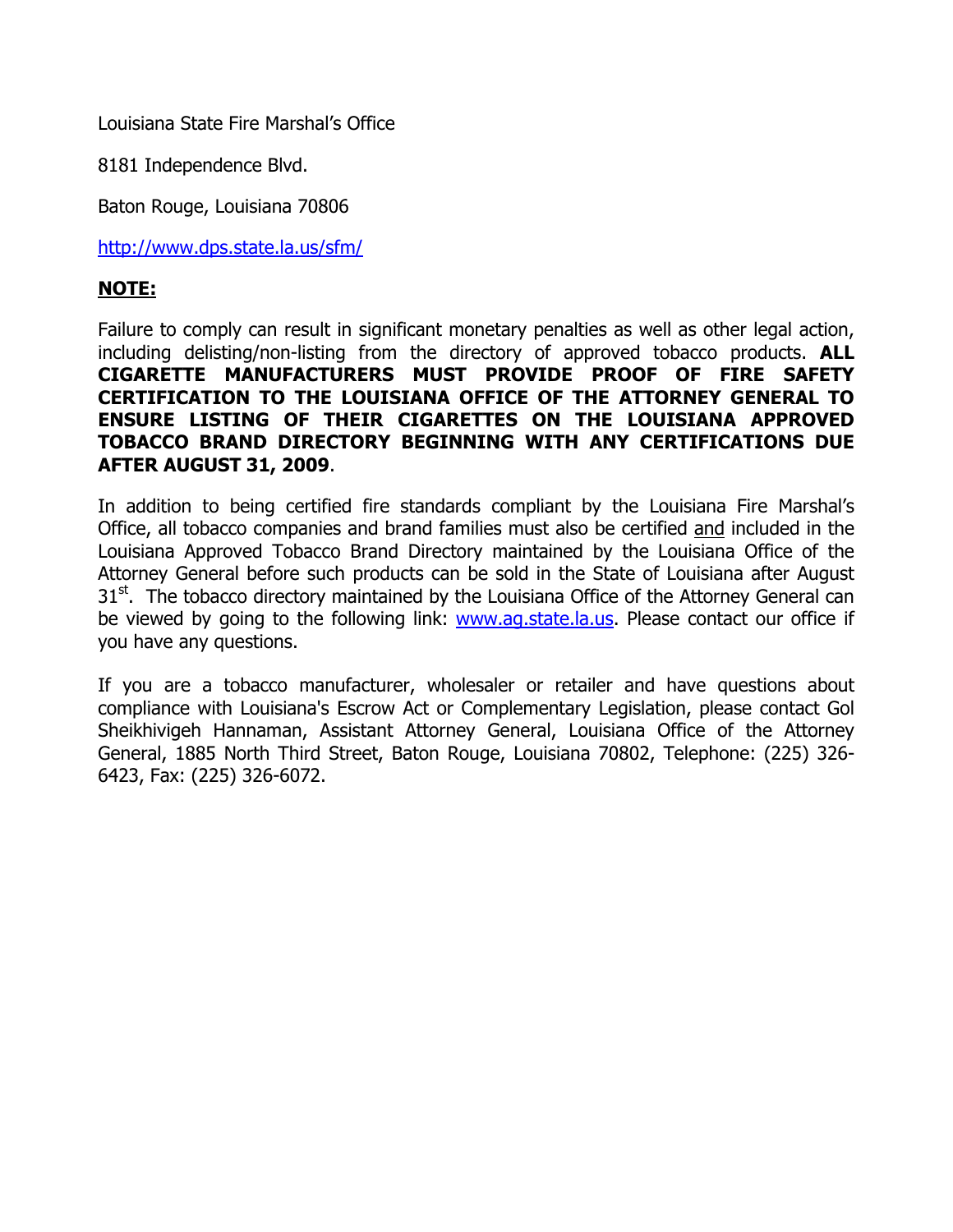Louisiana State Fire Marshal's Office

8181 Independence Blvd.

Baton Rouge, Louisiana 70806

http://www.dps.state.la.us/sfm/

**NOTE:**

Failure to comply can result in significant monetary penalties as well as other legal action, including delisting/non-listing from the directory of approved tobacco products. **ALL CIGARETTE MANUFACTURERS MUST PROVIDE PROOF OF FIRE SAFETY CERTIFICATION TO THE LOUISIANA OFFICE OF THE ATTORNEY GENERAL TO ENSURE LISTING OF THEIR CIGARETTES ON THE LOUISIANA APPROVED TOBACCO BRAND DIRECTORY BEGINNING WITH ANY CERTIFICATIONS DUE AFTER AUGUST 31, 2009**.

In addition to being certified fire standards compliant by the Louisiana Fire Marshal's Office, all tobacco companies and brand families must also be certified and included in the Louisiana Approved Tobacco Brand Directory maintained by the Louisiana Office of the Attorney General before such products can be sold in the State of Louisiana after August 31st. The tobacco directory maintained by the Louisiana Office of the Attorney General can be viewed by going to the following link: www.ag.state.la.us. Please contact our office if you have any questions.

If you are a tobacco manufacturer, wholesaler or retailer and have questions about compliance with Louisiana's Escrow Act or Complementary Legislation, please contact Gol Sheikhivigeh Hannaman, Assistant Attorney General, Louisiana Office of the Attorney General, 1885 North Third Street, Baton Rouge, Louisiana 70802, Telephone: (225) 326-6423, Fax: (225) 326-6072.